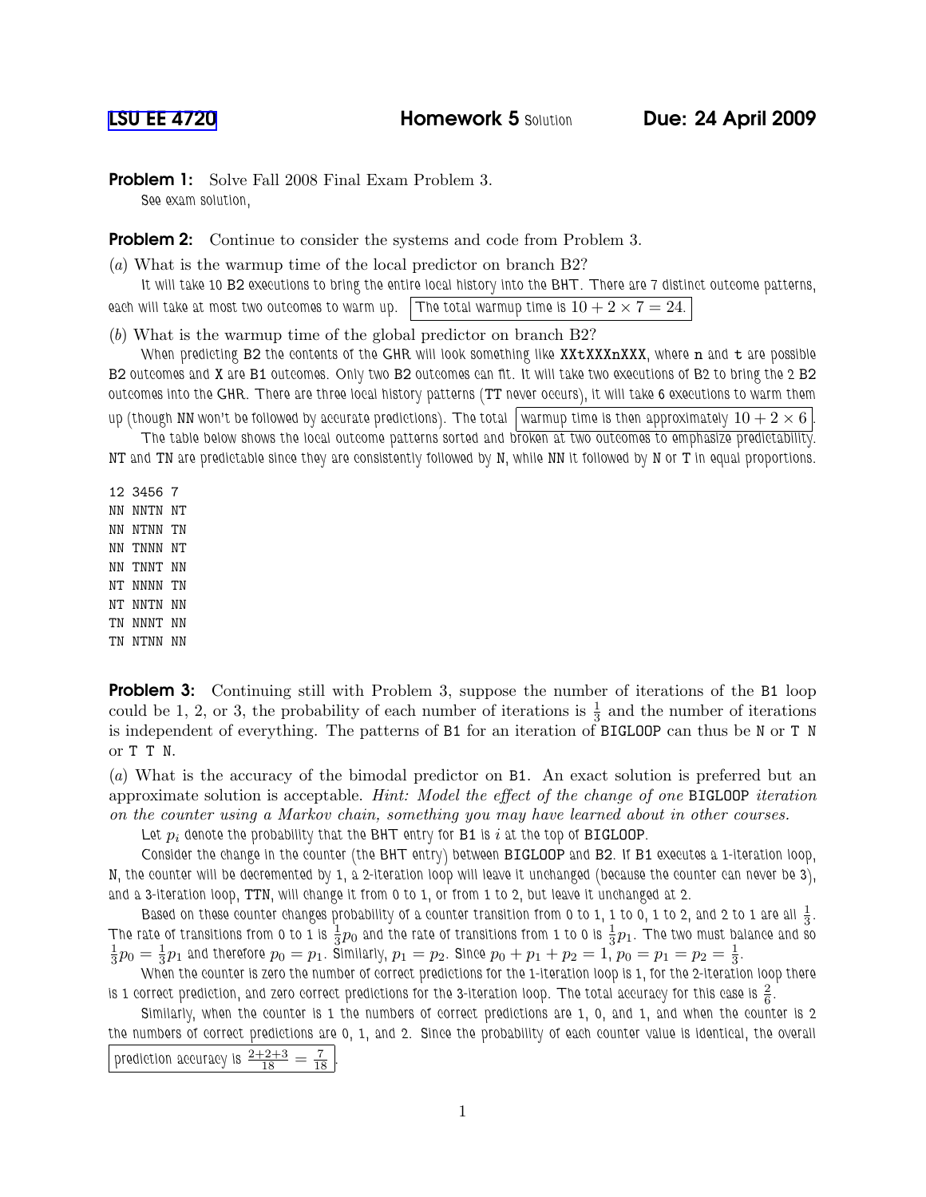LSU EE 4720 **Homework 5** Solution **Due: 24 April 2009**

**Problem 1:** Solve Fall 2008 Final Exam Problem 3.

See exam solution,

**Problem 2:** Continue to consider the systems and code from Problem 3.

(*a*) What is the warmup time of the local predictor on branch B2?

It will take 10 B2 executions to bring the entire local history into the BHT. There are 7 distinct outcome patterns, each will take at most two outcomes to warm up. The total warmup time is $10 + 2 \times 7 = 24$.

(*b*) What is the warmup time of the global predictor on branch B2?

When predicting B2 the contents of the GHR will look something like XXtXXXnXXX, where n and t are possible B2 outcomes and X are B1 outcomes. Only two B2 outcomes can fit. It will take two executions of B2 to bring the 2 B2 outcomes into the GHR. There are three local history patterns (TT never occurs), it will take 6 executions to warm them up (though NN won't be followed by accurate predictions). The total warmup time is then approximately $10 + 2 \times 6$.

The table below shows the local outcome patterns sorted and broken at two outcomes to emphasize predictability. NT and TN are predictable since they are consistently followed by N, while NN it followed by N or T in equal proportions.

```
12 3456 7
NN NNTN NT
NN NTNN TN
NN TNNN NT
NN TNNT NN
NT NNNN TN
NT NNTN NN
TN NNNT NN
TN NTNN NN
```

**Problem 3:** Continuing still with Problem 3, suppose the number of iterations of the B1 loop could be 1, 2, or 3, the probability of each number of iterations is $\frac{1}{3}$ and the number of iterations is independent of everything. The patterns of B1 for an iteration of BIGLOOP can thus be N or T N or T T N.

(*a*) What is the accuracy of the bimodal predictor on B1. An exact solution is preferred but an approximate solution is acceptable. *Hint: Model the effect of the change of one* BIGLOOP *iteration on the counter using a Markov chain, something you may have learned about in other courses.*

Let $p_i$ denote the probability that the BHT entry for B1 is $i$ at the top of BIGLOOP.

Consider the change in the counter (the BHT entry) between BIGLOOP and B2. If B1 executes a 1-iteration loop, N, the counter will be decremented by 1, a 2-iteration loop will leave it unchanged (because the counter can never be 3), and a 3-iteration loop, TTN, will change it from 0 to 1, or from 1 to 2, but leave it unchanged at 2.

Based on these counter changes probability of a counter transition from 0 to 1, 1 to 0, 1 to 2, and 2 to 1 are all $\frac{1}{3}$. The rate of transitions from 0 to 1 is $\frac{1}{3}p_0$ and the rate of transitions from 1 to 0 is $\frac{1}{3}p_1$. The two must balance and so $\frac{1}{3}p_0 = \frac{1}{3}p_1$ and therefore $p_0 = p_1$. Similarly, $p_1 = p_2$. Since $p_0 + p_1 + p_2 = 1$, $p_0 = p_1 = p_2 = \frac{1}{3}$.

When the counter is zero the number of correct predictions for the 1-iteration loop is 1, for the 2-iteration loop there is 1 correct prediction, and zero correct predictions for the 3-iteration loop. The total accuracy for this case is $\frac{2}{6}$.

Similarly, when the counter is 1 the numbers of correct predictions are 1, 0, and 1, and when the counter is 2 the numbers of correct predictions are 0, 1, and 2. Since the probability of each counter value is identical, the overall prediction accuracy is $\frac{2+2+3}{18} = \frac{7}{18}$.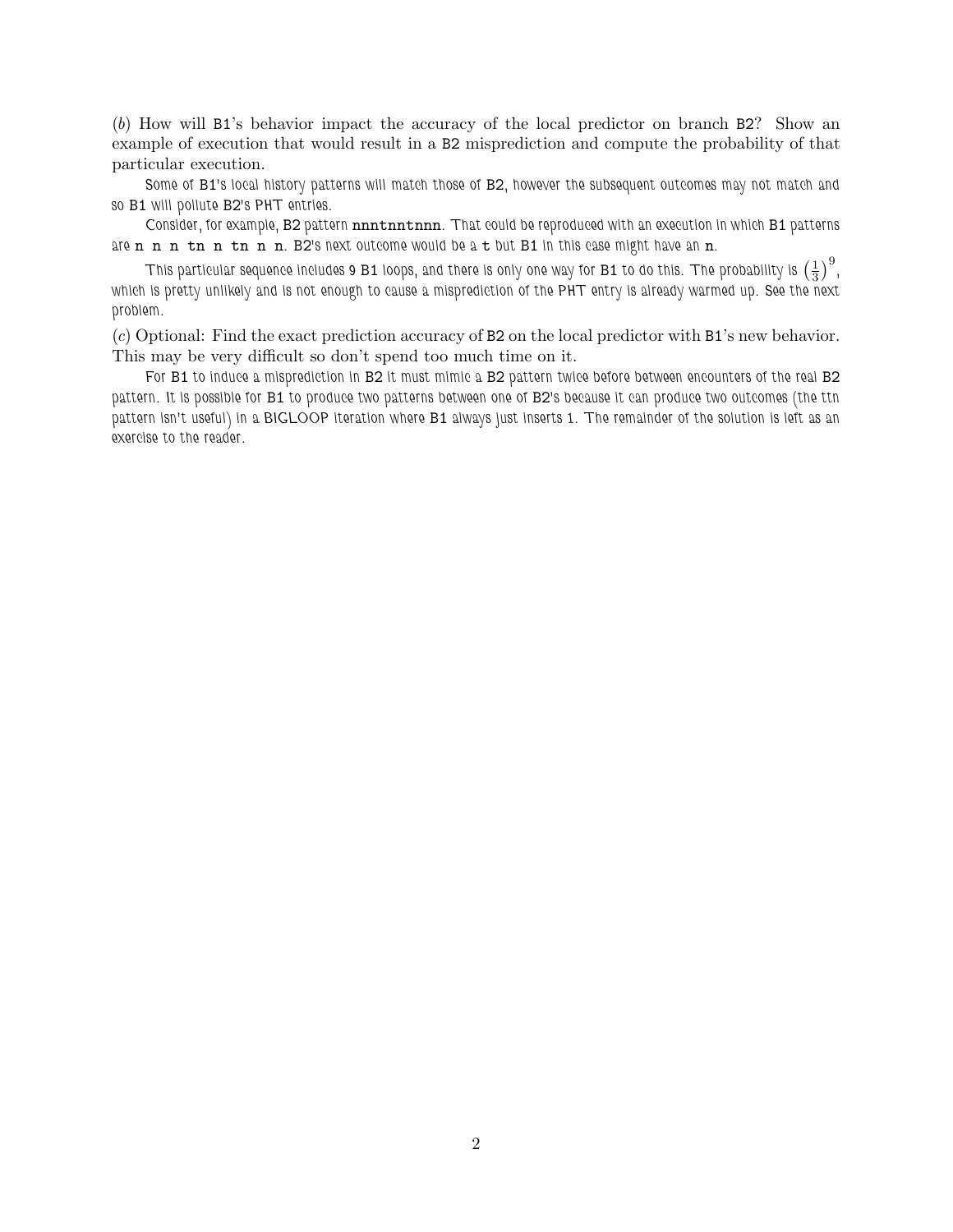(*b*) How will B1's behavior impact the accuracy of the local predictor on branch B2? Show an example of execution that would result in a B2 misprediction and compute the probability of that particular execution.

Some of B1's local history patterns will match those of B2, however the subsequent outcomes may not match and so B1 will pollute B2's PHT entries.

Consider, for example, B2 pattern nnntnntnnn. That could be reproduced with an execution in which B1 patterns are n n n tn n tn n n. B2's next outcome would be a t but B1 in this case might have an n.

This particular sequence includes 9 B1 loops, and there is only one way for B1 to do this. The probability is $\left(\frac{1}{3}\right)^9$, which is pretty unlikely and is not enough to cause a misprediction of the PHT entry is already warmed up. See the next problem.

(*c*) Optional: Find the exact prediction accuracy of B2 on the local predictor with B1's new behavior. This may be very difficult so don't spend too much time on it.

For B1 to induce a misprediction in B2 it must mimic a B2 pattern twice before between encounters of the real B2 pattern. It is possible for B1 to produce two patterns between one of B2's because it can produce two outcomes (the ttn pattern isn't useful) in a BIGLOOP iteration where B1 always just inserts 1. The remainder of the solution is left as an exercise to the reader.